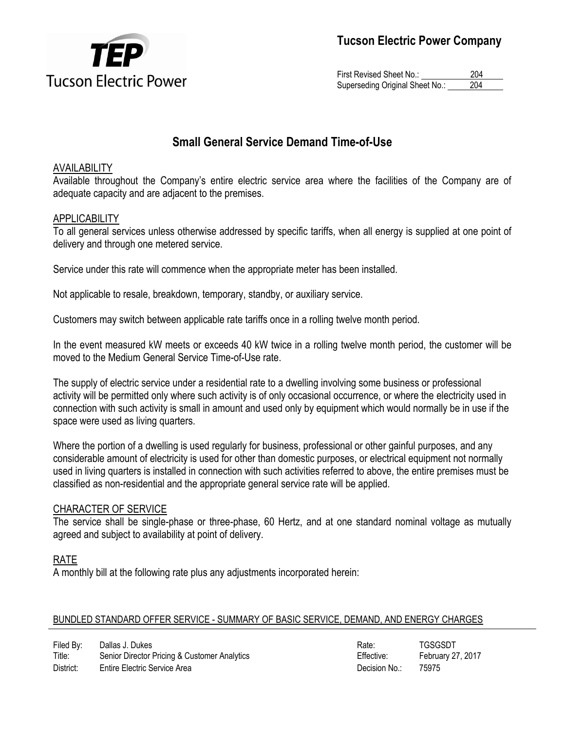Tucson Electric Power Company

First Revised Sheet No.: 204
Superseding Original Sheet No.: 204

# Small General Service Demand Time-of-Use

## AVAILABILITY

Available throughout the Company's entire electric service area where the facilities of the Company are of adequate capacity and are adjacent to the premises.

## APPLICABILITY

To all general services unless otherwise addressed by specific tariffs, when all energy is supplied at one point of delivery and through one metered service.

Service under this rate will commence when the appropriate meter has been installed.

Not applicable to resale, breakdown, temporary, standby, or auxiliary service.

Customers may switch between applicable rate tariffs once in a rolling twelve month period.

In the event measured kW meets or exceeds 40 kW twice in a rolling twelve month period, the customer will be moved to the Medium General Service Time-of-Use rate.

The supply of electric service under a residential rate to a dwelling involving some business or professional activity will be permitted only where such activity is of only occasional occurrence, or where the electricity used in connection with such activity is small in amount and used only by equipment which would normally be in use if the space were used as living quarters.

Where the portion of a dwelling is used regularly for business, professional or other gainful purposes, and any considerable amount of electricity is used for other than domestic purposes, or electrical equipment not normally used in living quarters is installed in connection with such activities referred to above, the entire premises must be classified as non-residential and the appropriate general service rate will be applied.

## CHARACTER OF SERVICE

The service shall be single-phase or three-phase, 60 Hertz, and at one standard nominal voltage as mutually agreed and subject to availability at point of delivery.

## RATE

A monthly bill at the following rate plus any adjustments incorporated herein:

BUNDLED STANDARD OFFER SERVICE - SUMMARY OF BASIC SERVICE, DEMAND, AND ENERGY CHARGES

| | | | |
|---|---|---|---|
| Filed By: | Dallas J. Dukes | Rate: | TGSGSDT |
| Title: | Senior Director Pricing & Customer Analytics | Effective: | February 27, 2017 |
| District: | Entire Electric Service Area | Decision No.: | 75975 |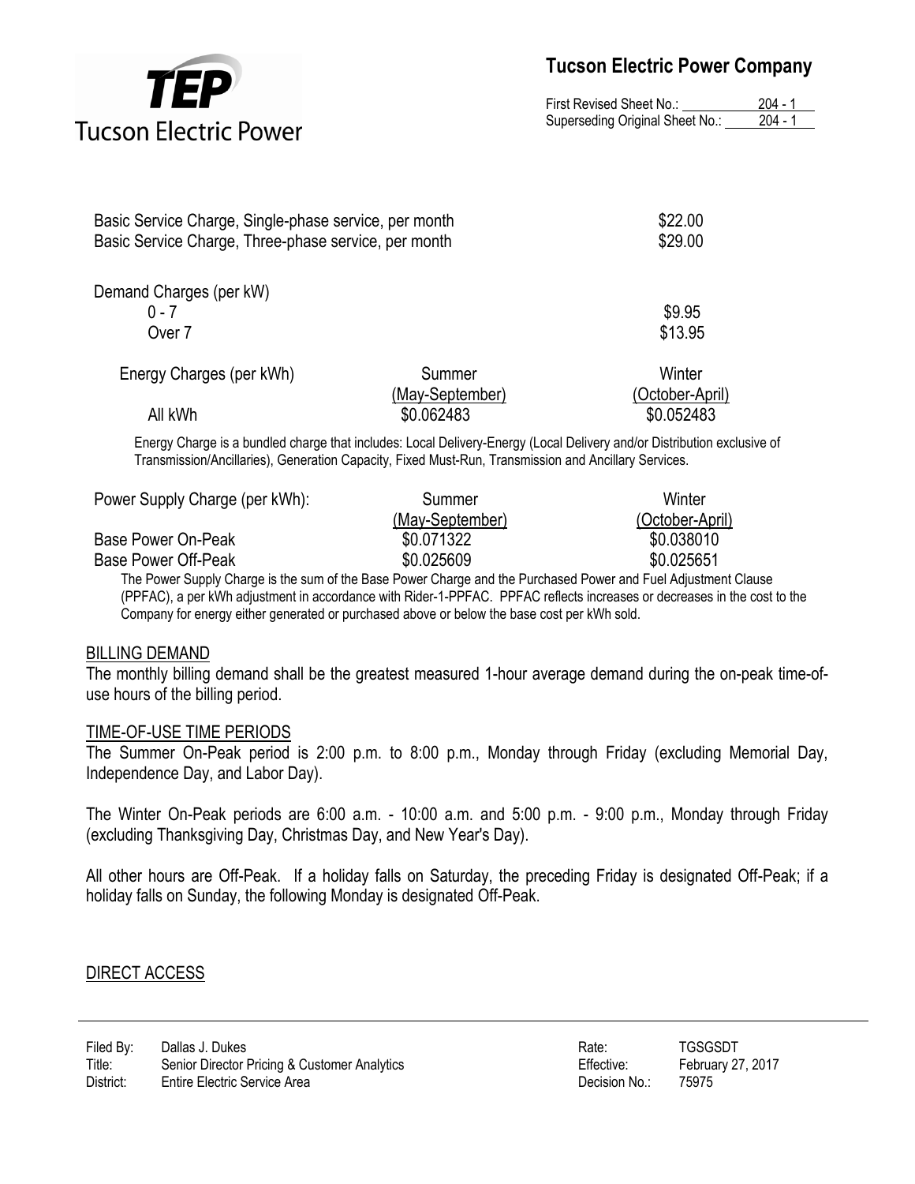| | |
|---|---|
| Basic Service Charge, Single-phase service, per month | $22.00 |
| Basic Service Charge, Three-phase service, per month | $29.00 |

| Demand Charges (per kW) | |
|---|---|
| 0 - 7 | $9.95 |
| Over 7 | $13.95 |

| Energy Charges (per kWh) | Summer (May-September) | Winter (October-April) |
|---|---|---|
| All kWh | $0.062483 | $0.052483 |

Energy Charge is a bundled charge that includes: Local Delivery-Energy (Local Delivery and/or Distribution exclusive of Transmission/Ancillaries), Generation Capacity, Fixed Must-Run, Transmission and Ancillary Services.

| Power Supply Charge (per kWh): | Summer (May-September) | Winter (October-April) |
|---|---|---|
| Base Power On-Peak | $0.071322 | $0.038010 |
| Base Power Off-Peak | $0.025609 | $0.025651 |

The Power Supply Charge is the sum of the Base Power Charge and the Purchased Power and Fuel Adjustment Clause (PPFAC), a per kWh adjustment in accordance with Rider-1-PPFAC. PPFAC reflects increases or decreases in the cost to the Company for energy either generated or purchased above or below the base cost per kWh sold.

## BILLING DEMAND

The monthly billing demand shall be the greatest measured 1-hour average demand during the on-peak time-of-use hours of the billing period.

## TIME-OF-USE TIME PERIODS

The Summer On-Peak period is 2:00 p.m. to 8:00 p.m., Monday through Friday (excluding Memorial Day, Independence Day, and Labor Day).

The Winter On-Peak periods are 6:00 a.m. - 10:00 a.m. and 5:00 p.m. - 9:00 p.m., Monday through Friday (excluding Thanksgiving Day, Christmas Day, and New Year's Day).

All other hours are Off-Peak. If a holiday falls on Saturday, the preceding Friday is designated Off-Peak; if a holiday falls on Sunday, the following Monday is designated Off-Peak.

## DIRECT ACCESS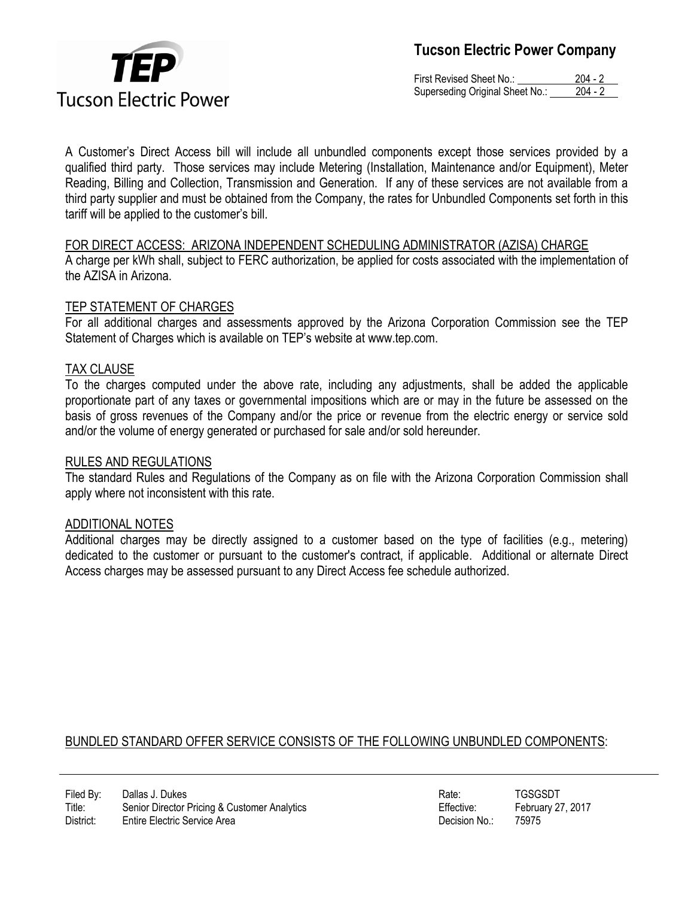A Customer's Direct Access bill will include all unbundled components except those services provided by a qualified third party. Those services may include Metering (Installation, Maintenance and/or Equipment), Meter Reading, Billing and Collection, Transmission and Generation. If any of these services are not available from a third party supplier and must be obtained from the Company, the rates for Unbundled Components set forth in this tariff will be applied to the customer's bill.

## FOR DIRECT ACCESS: ARIZONA INDEPENDENT SCHEDULING ADMINISTRATOR (AZISA) CHARGE

A charge per kWh shall, subject to FERC authorization, be applied for costs associated with the implementation of the AZISA in Arizona.

## TEP STATEMENT OF CHARGES

For all additional charges and assessments approved by the Arizona Corporation Commission see the TEP Statement of Charges which is available on TEP's website at www.tep.com.

## TAX CLAUSE

To the charges computed under the above rate, including any adjustments, shall be added the applicable proportionate part of any taxes or governmental impositions which are or may in the future be assessed on the basis of gross revenues of the Company and/or the price or revenue from the electric energy or service sold and/or the volume of energy generated or purchased for sale and/or sold hereunder.

## RULES AND REGULATIONS

The standard Rules and Regulations of the Company as on file with the Arizona Corporation Commission shall apply where not inconsistent with this rate.

## ADDITIONAL NOTES

Additional charges may be directly assigned to a customer based on the type of facilities (e.g., metering) dedicated to the customer or pursuant to the customer's contract, if applicable. Additional or alternate Direct Access charges may be assessed pursuant to any Direct Access fee schedule authorized.

## BUNDLED STANDARD OFFER SERVICE CONSISTS OF THE FOLLOWING UNBUNDLED COMPONENTS: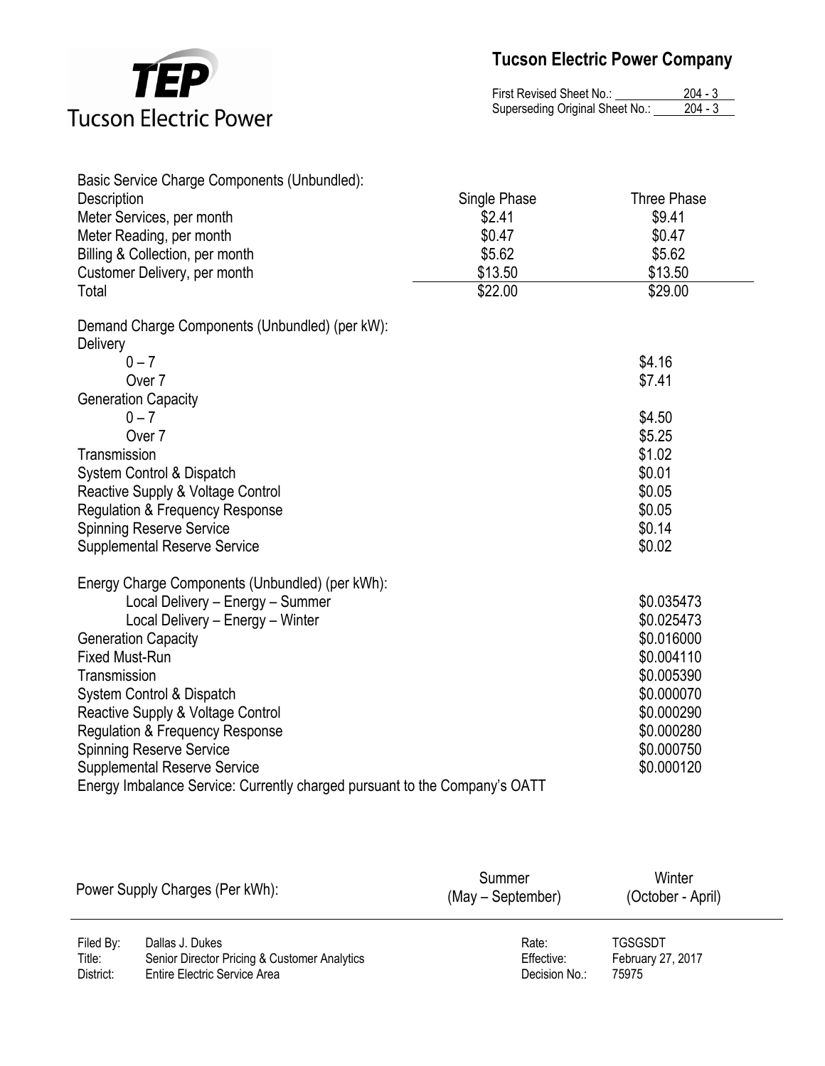**Tucson Electric Power Company**

First Revised Sheet No.: 204 - 3
Superseding Original Sheet No.: 204 - 3

| Basic Service Charge Components (Unbundled): | | |
|---|---|---|
| Description | Single Phase | Three Phase |
| Meter Services, per month | $2.41 | $9.41 |
| Meter Reading, per month | $0.47 | $0.47 |
| Billing & Collection, per month | $5.62 | $5.62 |
| Customer Delivery, per month | $13.50 | $13.50 |
| Total | $22.00 | $29.00 |

| Demand Charge Components (Unbundled) (per kW): | |
|---|---|
| Delivery | |
| 0 – 7 | $4.16 |
| Over 7 | $7.41 |
| Generation Capacity | |
| 0 – 7 | $4.50 |
| Over 7 | $5.25 |
| Transmission | $1.02 |
| System Control & Dispatch | $0.01 |
| Reactive Supply & Voltage Control | $0.05 |
| Regulation & Frequency Response | $0.05 |
| Spinning Reserve Service | $0.14 |
| Supplemental Reserve Service | $0.02 |

| Energy Charge Components (Unbundled) (per kWh): | |
|---|---|
| Local Delivery – Energy – Summer | $0.035473 |
| Local Delivery – Energy – Winter | $0.025473 |
| Generation Capacity | $0.016000 |
| Fixed Must-Run | $0.004110 |
| Transmission | $0.005390 |
| System Control & Dispatch | $0.000070 |
| Reactive Supply & Voltage Control | $0.000290 |
| Regulation & Frequency Response | $0.000280 |
| Spinning Reserve Service | $0.000750 |
| Supplemental Reserve Service | $0.000120 |

Energy Imbalance Service: Currently charged pursuant to the Company's OATT

| Power Supply Charges (Per kWh): | Summer (May – September) | Winter (October - April) |
|---|---|---|

Filed By: Dallas J. Dukes
Title: Senior Director Pricing & Customer Analytics
District: Entire Electric Service Area

Rate: TGSGSDT
Effective: February 27, 2017
Decision No.: 75975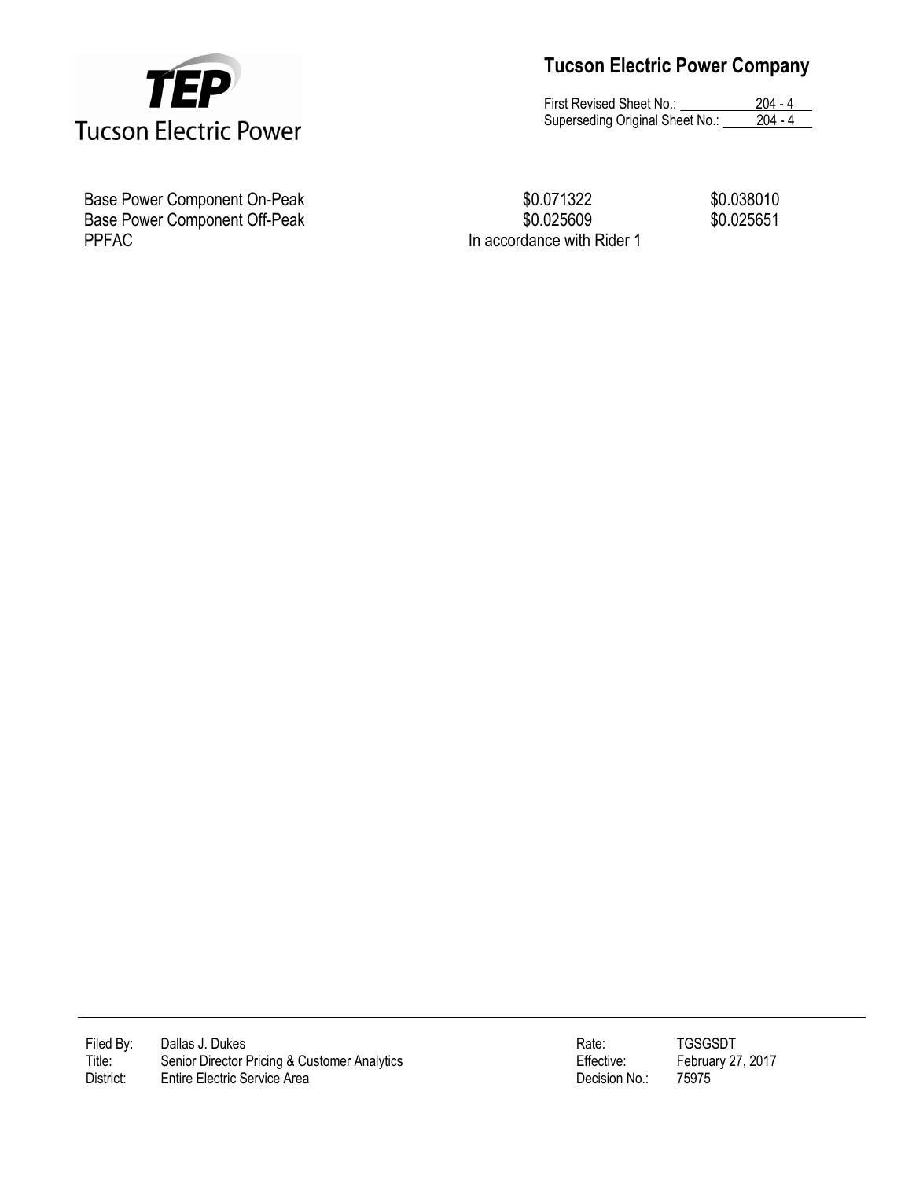| | | |
|---|---|---|
| Base Power Component On-Peak | $0.071322 | $0.038010 |
| Base Power Component Off-Peak | $0.025609 | $0.025651 |
| PPFAC | In accordance with Rider 1 | |

Filed By: Dallas J. Dukes
Title: Senior Director Pricing & Customer Analytics
District: Entire Electric Service Area

Rate: TGSGSDT
Effective: February 27, 2017
Decision No.: 75975